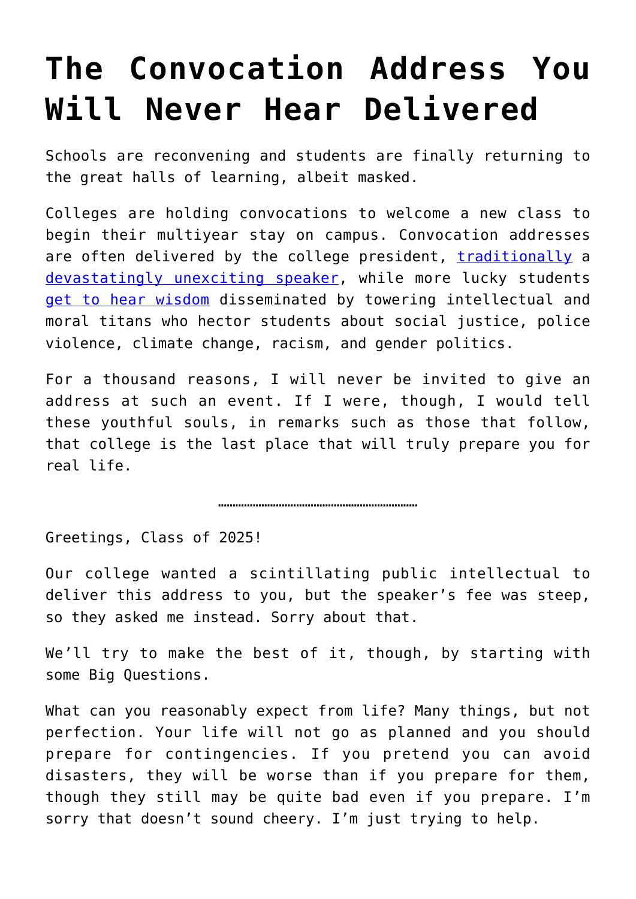# The Convocation Address You Will Never Hear Delivered

Schools are reconvening and students are finally returning to the great halls of learning, albeit masked.

Colleges are holding convocations to welcome a new class to begin their multiyear stay on campus. Convocation addresses are often delivered by the college president, traditionally a devastatingly unexciting speaker, while more lucky students get to hear wisdom disseminated by towering intellectual and moral titans who hector students about social justice, police violence, climate change, racism, and gender politics.

For a thousand reasons, I will never be invited to give an address at such an event. If I were, though, I would tell these youthful souls, in remarks such as those that follow, that college is the last place that will truly prepare you for real life.

---

Greetings, Class of 2025!

Our college wanted a scintillating public intellectual to deliver this address to you, but the speaker's fee was steep, so they asked me instead. Sorry about that.

We'll try to make the best of it, though, by starting with some Big Questions.

What can you reasonably expect from life? Many things, but not perfection. Your life will not go as planned and you should prepare for contingencies. If you pretend you can avoid disasters, they will be worse than if you prepare for them, though they still may be quite bad even if you prepare. I'm sorry that doesn't sound cheery. I'm just trying to help.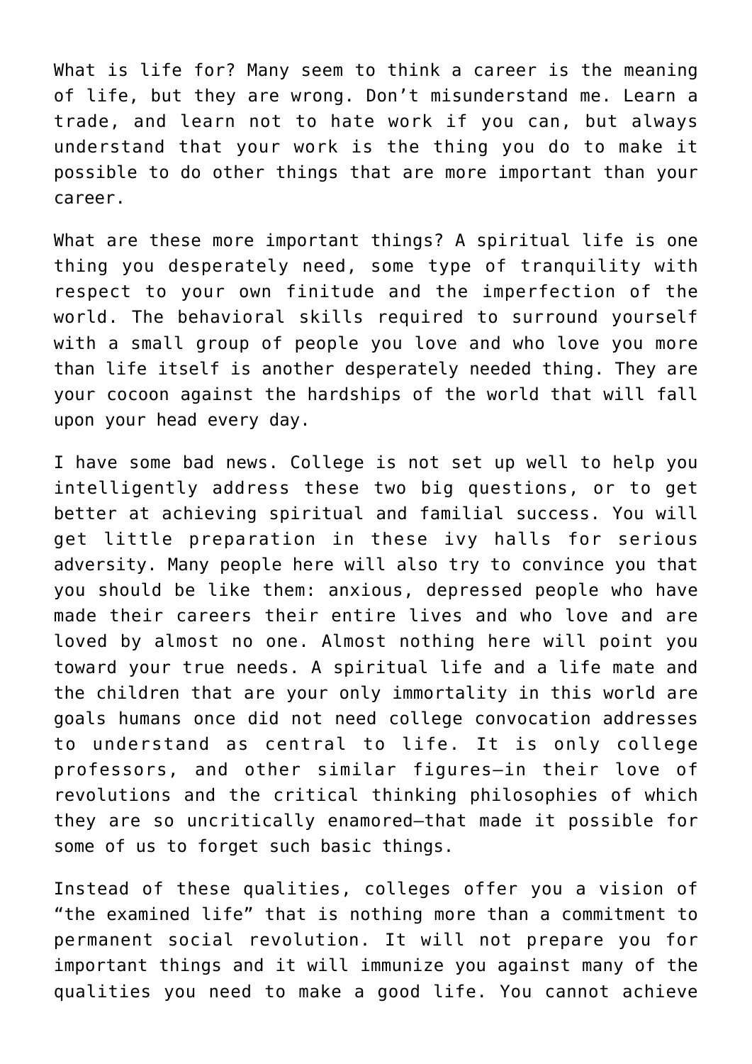What is life for? Many seem to think a career is the meaning of life, but they are wrong. Don't misunderstand me. Learn a trade, and learn not to hate work if you can, but always understand that your work is the thing you do to make it possible to do other things that are more important than your career.

What are these more important things? A spiritual life is one thing you desperately need, some type of tranquility with respect to your own finitude and the imperfection of the world. The behavioral skills required to surround yourself with a small group of people you love and who love you more than life itself is another desperately needed thing. They are your cocoon against the hardships of the world that will fall upon your head every day.

I have some bad news. College is not set up well to help you intelligently address these two big questions, or to get better at achieving spiritual and familial success. You will get little preparation in these ivy halls for serious adversity. Many people here will also try to convince you that you should be like them: anxious, depressed people who have made their careers their entire lives and who love and are loved by almost no one. Almost nothing here will point you toward your true needs. A spiritual life and a life mate and the children that are your only immortality in this world are goals humans once did not need college convocation addresses to understand as central to life. It is only college professors, and other similar figures—in their love of revolutions and the critical thinking philosophies of which they are so uncritically enamored—that made it possible for some of us to forget such basic things.

Instead of these qualities, colleges offer you a vision of "the examined life" that is nothing more than a commitment to permanent social revolution. It will not prepare you for important things and it will immunize you against many of the qualities you need to make a good life. You cannot achieve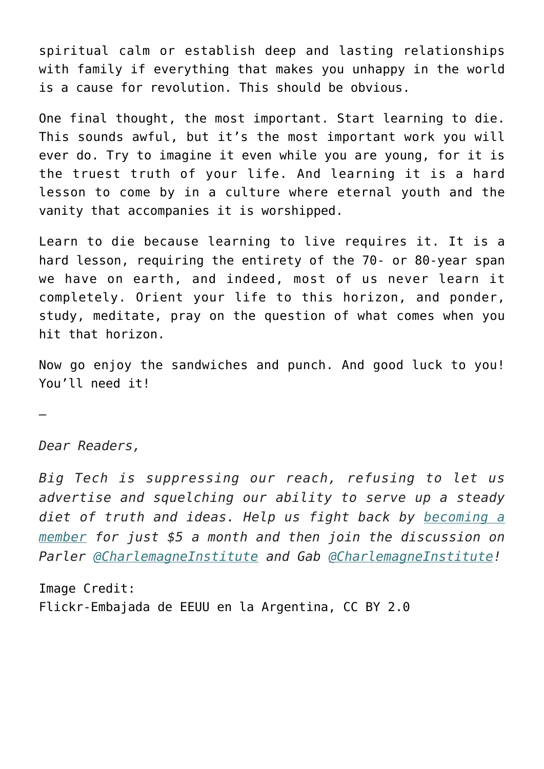spiritual calm or establish deep and lasting relationships with family if everything that makes you unhappy in the world is a cause for revolution. This should be obvious.

One final thought, the most important. Start learning to die. This sounds awful, but it's the most important work you will ever do. Try to imagine it even while you are young, for it is the truest truth of your life. And learning it is a hard lesson to come by in a culture where eternal youth and the vanity that accompanies it is worshipped.

Learn to die because learning to live requires it. It is a hard lesson, requiring the entirety of the 70- or 80-year span we have on earth, and indeed, most of us never learn it completely. Orient your life to this horizon, and ponder, study, meditate, pray on the question of what comes when you hit that horizon.

Now go enjoy the sandwiches and punch. And good luck to you! You'll need it!

—

*Dear Readers,*

*Big Tech is suppressing our reach, refusing to let us advertise and squelching our ability to serve up a steady diet of truth and ideas. Help us fight back by [becoming a member](#) for just $5 a month and then join the discussion on Parler [@CharlemagneInstitute](#) and Gab [@CharlemagneInstitute](#)!*

Image Credit:
Flickr-Embajada de EEUU en la Argentina, CC BY 2.0